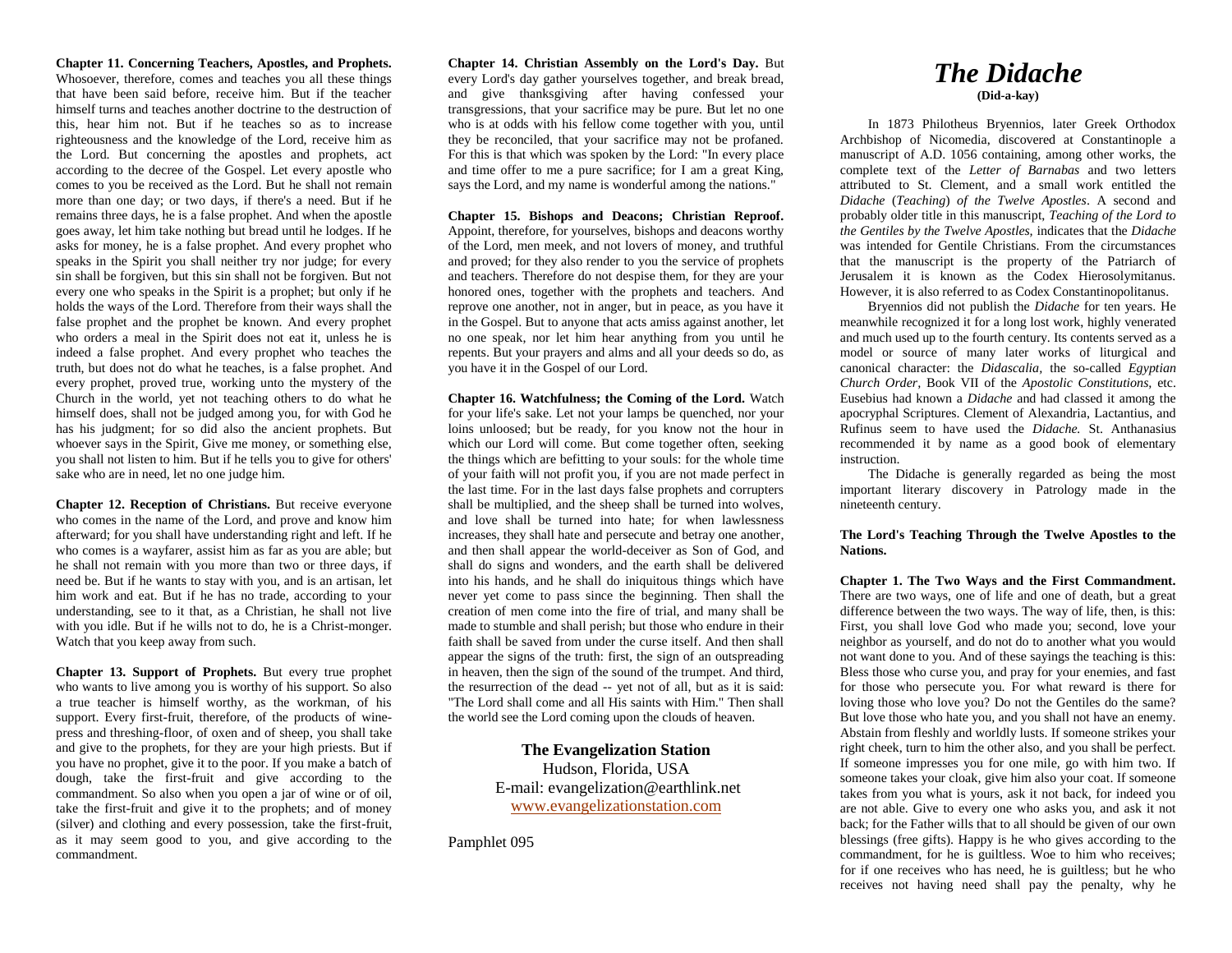**Chapter 11. Concerning Teachers, Apostles, and Prophets.** Whosoever, therefore, comes and teaches you all these things that have been said before, receive him. But if the teacher himself turns and teaches another doctrine to the destruction of this, hear him not. But if he teaches so as to increase righteousness and the knowledge of the Lord, receive him as the Lord. But concerning the apostles and prophets, act according to the decree of the Gospel. Let every apostle who comes to you be received as the Lord. But he shall not remain more than one day; or two days, if there's a need. But if he remains three days, he is a false prophet. And when the apostle goes away, let him take nothing but bread until he lodges. If he asks for money, he is a false prophet. And every prophet who speaks in the Spirit you shall neither try nor judge; for every sin shall be forgiven, but this sin shall not be forgiven. But not every one who speaks in the Spirit is a prophet; but only if he holds the ways of the Lord. Therefore from their ways shall the false prophet and the prophet be known. And every prophet who orders a meal in the Spirit does not eat it, unless he is indeed a false prophet. And every prophet who teaches the truth, but does not do what he teaches, is a false prophet. And every prophet, proved true, working unto the mystery of the Church in the world, yet not teaching others to do what he himself does, shall not be judged among you, for with God he has his judgment; for so did also the ancient prophets. But whoever says in the Spirit, Give me money, or something else, you shall not listen to him. But if he tells you to give for others' sake who are in need, let no one judge him.

**Chapter 12. Reception of Christians.** But receive everyone who comes in the name of the Lord, and prove and know him afterward; for you shall have understanding right and left. If he who comes is a wayfarer, assist him as far as you are able; but he shall not remain with you more than two or three days, if need be. But if he wants to stay with you, and is an artisan, let him work and eat. But if he has no trade, according to your understanding, see to it that, as a Christian, he shall not live with you idle. But if he wills not to do, he is a Christ-monger. Watch that you keep away from such.

**Chapter 13. Support of Prophets.** But every true prophet who wants to live among you is worthy of his support. So also a true teacher is himself worthy, as the workman, of his support. Every first-fruit, therefore, of the products of wine-press and threshing-floor, of oxen and of sheep, you shall take and give to the prophets, for they are your high priests. But if you have no prophet, give it to the poor. If you make a batch of dough, take the first-fruit and give according to the commandment. So also when you open a jar of wine or of oil, take the first-fruit and give it to the prophets; and of money (silver) and clothing and every possession, take the first-fruit, as it may seem good to you, and give according to the commandment.

**Chapter 14. Christian Assembly on the Lord's Day.** But every Lord's day gather yourselves together, and break bread, and give thanksgiving after having confessed your transgressions, that your sacrifice may be pure. But let no one who is at odds with his fellow come together with you, until they be reconciled, that your sacrifice may not be profaned. For this is that which was spoken by the Lord: "In every place and time offer to me a pure sacrifice; for I am a great King, says the Lord, and my name is wonderful among the nations."

**Chapter 15. Bishops and Deacons; Christian Reproof.** Appoint, therefore, for yourselves, bishops and deacons worthy of the Lord, men meek, and not lovers of money, and truthful and proved; for they also render to you the service of prophets and teachers. Therefore do not despise them, for they are your honored ones, together with the prophets and teachers. And reprove one another, not in anger, but in peace, as you have it in the Gospel. But to anyone that acts amiss against another, let no one speak, nor let him hear anything from you until he repents. But your prayers and alms and all your deeds so do, as you have it in the Gospel of our Lord.

**Chapter 16. Watchfulness; the Coming of the Lord.** Watch for your life's sake. Let not your lamps be quenched, nor your loins unloosed; but be ready, for you know not the hour in which our Lord will come. But come together often, seeking the things which are befitting to your souls: for the whole time of your faith will not profit you, if you are not made perfect in the last time. For in the last days false prophets and corrupters shall be multiplied, and the sheep shall be turned into wolves, and love shall be turned into hate; for when lawlessness increases, they shall hate and persecute and betray one another, and then shall appear the world-deceiver as Son of God, and shall do signs and wonders, and the earth shall be delivered into his hands, and he shall do iniquitous things which have never yet come to pass since the beginning. Then shall the creation of men come into the fire of trial, and many shall be made to stumble and shall perish; but those who endure in their faith shall be saved from under the curse itself. And then shall appear the signs of the truth: first, the sign of an outspreading in heaven, then the sign of the sound of the trumpet. And third, the resurrection of the dead -- yet not of all, but as it is said: "The Lord shall come and all His saints with Him." Then shall the world see the Lord coming upon the clouds of heaven.

**The Evangelization Station**
Hudson, Florida, USA
E-mail: evangelization@earthlink.net
www.evangelizationstation.com

Pamphlet 095

# *The Didache*

**(Did-a-kay)**

In 1873 Philotheus Bryennios, later Greek Orthodox Archbishop of Nicomedia, discovered at Constantinople a manuscript of A.D. 1056 containing, among other works, the complete text of the *Letter of Barnabas* and two letters attributed to St. Clement, and a small work entitled the *Didache* (*Teaching*) *of the Twelve Apostles*. A second and probably older title in this manuscript, *Teaching of the Lord to the Gentiles by the Twelve Apostles,* indicates that the *Didache* was intended for Gentile Christians. From the circumstances that the manuscript is the property of the Patriarch of Jerusalem it is known as the Codex Hierosolymitanus. However, it is also referred to as Codex Constantinopolitanus.

Bryennios did not publish the *Didache* for ten years. He meanwhile recognized it for a long lost work, highly venerated and much used up to the fourth century. Its contents served as a model or source of many later works of liturgical and canonical character: the *Didascalia,* the so-called *Egyptian Church Order,* Book VII of the *Apostolic Constitutions,* etc. Eusebius had known a *Didache* and had classed it among the apocryphal Scriptures. Clement of Alexandria, Lactantius, and Rufinus seem to have used the *Didache.* St. Anthanasius recommended it by name as a good book of elementary instruction.

The Didache is generally regarded as being the most important literary discovery in Patrology made in the nineteenth century.

**The Lord's Teaching Through the Twelve Apostles to the Nations.**

**Chapter 1. The Two Ways and the First Commandment.** There are two ways, one of life and one of death, but a great difference between the two ways. The way of life, then, is this: First, you shall love God who made you; second, love your neighbor as yourself, and do not do to another what you would not want done to you. And of these sayings the teaching is this: Bless those who curse you, and pray for your enemies, and fast for those who persecute you. For what reward is there for loving those who love you? Do not the Gentiles do the same? But love those who hate you, and you shall not have an enemy. Abstain from fleshly and worldly lusts. If someone strikes your right cheek, turn to him the other also, and you shall be perfect. If someone impresses you for one mile, go with him two. If someone takes your cloak, give him also your coat. If someone takes from you what is yours, ask it not back, for indeed you are not able. Give to every one who asks you, and ask it not back; for the Father wills that to all should be given of our own blessings (free gifts). Happy is he who gives according to the commandment, for he is guiltless. Woe to him who receives; for if one receives who has need, he is guiltless; but he who receives not having need shall pay the penalty, why he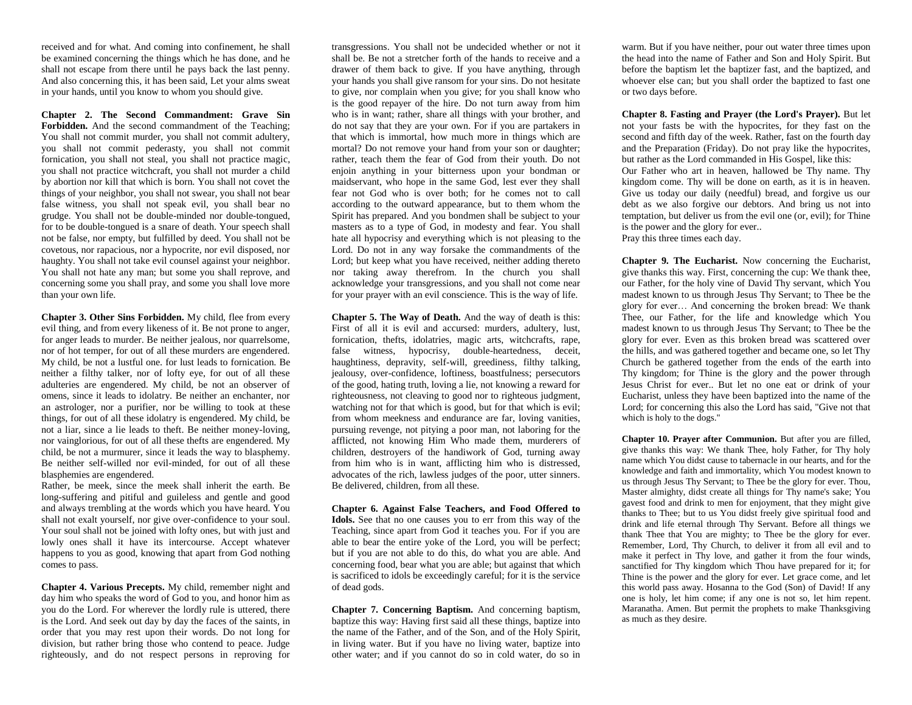received and for what. And coming into confinement, he shall be examined concerning the things which he has done, and he shall not escape from there until he pays back the last penny. And also concerning this, it has been said, Let your alms sweat in your hands, until you know to whom you should give.

**Chapter 2. The Second Commandment: Grave Sin Forbidden.** And the second commandment of the Teaching; You shall not commit murder, you shall not commit adultery, you shall not commit pederasty, you shall not commit fornication, you shall not steal, you shall not practice magic, you shall not practice witchcraft, you shall not murder a child by abortion nor kill that which is born. You shall not covet the things of your neighbor, you shall not swear, you shall not bear false witness, you shall not speak evil, you shall bear no grudge. You shall not be double-minded nor double-tongued, for to be double-tongued is a snare of death. Your speech shall not be false, nor empty, but fulfilled by deed. You shall not be covetous, nor rapacious, nor a hypocrite, nor evil disposed, nor haughty. You shall not take evil counsel against your neighbor. You shall not hate any man; but some you shall reprove, and concerning some you shall pray, and some you shall love more than your own life.

**Chapter 3. Other Sins Forbidden.** My child, flee from every evil thing, and from every likeness of it. Be not prone to anger, for anger leads to murder. Be neither jealous, nor quarrelsome, nor of hot temper, for out of all these murders are engendered. My child, be not a lustful one. for lust leads to fornication. Be neither a filthy talker, nor of lofty eye, for out of all these adulteries are engendered. My child, be not an observer of omens, since it leads to idolatry. Be neither an enchanter, nor an astrologer, nor a purifier, nor be willing to took at these things, for out of all these idolatry is engendered. My child, be not a liar, since a lie leads to theft. Be neither money-loving, nor vainglorious, for out of all these thefts are engendered. My child, be not a murmurer, since it leads the way to blasphemy. Be neither self-willed nor evil-minded, for out of all these blasphemies are engendered.

Rather, be meek, since the meek shall inherit the earth. Be long-suffering and pitiful and guileless and gentle and good and always trembling at the words which you have heard. You shall not exalt yourself, nor give over-confidence to your soul. Your soul shall not be joined with lofty ones, but with just and lowly ones shall it have its intercourse. Accept whatever happens to you as good, knowing that apart from God nothing comes to pass.

**Chapter 4. Various Precepts.** My child, remember night and day him who speaks the word of God to you, and honor him as you do the Lord. For wherever the lordly rule is uttered, there is the Lord. And seek out day by day the faces of the saints, in order that you may rest upon their words. Do not long for division, but rather bring those who contend to peace. Judge righteously, and do not respect persons in reproving for transgressions. You shall not be undecided whether or not it shall be. Be not a stretcher forth of the hands to receive and a drawer of them back to give. If you have anything, through your hands you shall give ransom for your sins. Do not hesitate to give, nor complain when you give; for you shall know who is the good repayer of the hire. Do not turn away from him who is in want; rather, share all things with your brother, and do not say that they are your own. For if you are partakers in that which is immortal, how much more in things which are mortal? Do not remove your hand from your son or daughter; rather, teach them the fear of God from their youth. Do not enjoin anything in your bitterness upon your bondman or maidservant, who hope in the same God, lest ever they shall fear not God who is over both; for he comes not to call according to the outward appearance, but to them whom the Spirit has prepared. And you bondmen shall be subject to your masters as to a type of God, in modesty and fear. You shall hate all hypocrisy and everything which is not pleasing to the Lord. Do not in any way forsake the commandments of the Lord; but keep what you have received, neither adding thereto nor taking away therefrom. In the church you shall acknowledge your transgressions, and you shall not come near for your prayer with an evil conscience. This is the way of life.

**Chapter 5. The Way of Death.** And the way of death is this: First of all it is evil and accursed: murders, adultery, lust, fornication, thefts, idolatries, magic arts, witchcrafts, rape, false witness, hypocrisy, double-heartedness, deceit, haughtiness, depravity, self-will, greediness, filthy talking, jealousy, over-confidence, loftiness, boastfulness; persecutors of the good, hating truth, loving a lie, not knowing a reward for righteousness, not cleaving to good nor to righteous judgment, watching not for that which is good, but for that which is evil; from whom meekness and endurance are far, loving vanities, pursuing revenge, not pitying a poor man, not laboring for the afflicted, not knowing Him Who made them, murderers of children, destroyers of the handiwork of God, turning away from him who is in want, afflicting him who is distressed, advocates of the rich, lawless judges of the poor, utter sinners. Be delivered, children, from all these.

**Chapter 6. Against False Teachers, and Food Offered to Idols.** See that no one causes you to err from this way of the Teaching, since apart from God it teaches you. For if you are able to bear the entire yoke of the Lord, you will be perfect; but if you are not able to do this, do what you are able. And concerning food, bear what you are able; but against that which is sacrificed to idols be exceedingly careful; for it is the service of dead gods.

**Chapter 7. Concerning Baptism.** And concerning baptism, baptize this way: Having first said all these things, baptize into the name of the Father, and of the Son, and of the Holy Spirit, in living water. But if you have no living water, baptize into other water; and if you cannot do so in cold water, do so in warm. But if you have neither, pour out water three times upon the head into the name of Father and Son and Holy Spirit. But before the baptism let the baptizer fast, and the baptized, and whoever else can; but you shall order the baptized to fast one or two days before.

**Chapter 8. Fasting and Prayer (the Lord's Prayer).** But let not your fasts be with the hypocrites, for they fast on the second and fifth day of the week. Rather, fast on the fourth day and the Preparation (Friday). Do not pray like the hypocrites, but rather as the Lord commanded in His Gospel, like this:

Our Father who art in heaven, hallowed be Thy name. Thy kingdom come. Thy will be done on earth, as it is in heaven. Give us today our daily (needful) bread, and forgive us our debt as we also forgive our debtors. And bring us not into temptation, but deliver us from the evil one (or, evil); for Thine is the power and the glory for ever..

Pray this three times each day.

**Chapter 9. The Eucharist.** Now concerning the Eucharist, give thanks this way. First, concerning the cup: We thank thee, our Father, for the holy vine of David Thy servant, which You madest known to us through Jesus Thy Servant; to Thee be the glory for ever… And concerning the broken bread: We thank Thee, our Father, for the life and knowledge which You madest known to us through Jesus Thy Servant; to Thee be the glory for ever. Even as this broken bread was scattered over the hills, and was gathered together and became one, so let Thy Church be gathered together from the ends of the earth into Thy kingdom; for Thine is the glory and the power through Jesus Christ for ever.. But let no one eat or drink of your Eucharist, unless they have been baptized into the name of the Lord; for concerning this also the Lord has said, "Give not that which is holy to the dogs."

**Chapter 10. Prayer after Communion.** But after you are filled, give thanks this way: We thank Thee, holy Father, for Thy holy name which You didst cause to tabernacle in our hearts, and for the knowledge and faith and immortality, which You modest known to us through Jesus Thy Servant; to Thee be the glory for ever. Thou, Master almighty, didst create all things for Thy name's sake; You gavest food and drink to men for enjoyment, that they might give thanks to Thee; but to us You didst freely give spiritual food and drink and life eternal through Thy Servant. Before all things we thank Thee that You are mighty; to Thee be the glory for ever. Remember, Lord, Thy Church, to deliver it from all evil and to make it perfect in Thy love, and gather it from the four winds, sanctified for Thy kingdom which Thou have prepared for it; for Thine is the power and the glory for ever. Let grace come, and let this world pass away. Hosanna to the God (Son) of David! If any one is holy, let him come; if any one is not so, let him repent. Maranatha. Amen. But permit the prophets to make Thanksgiving as much as they desire.